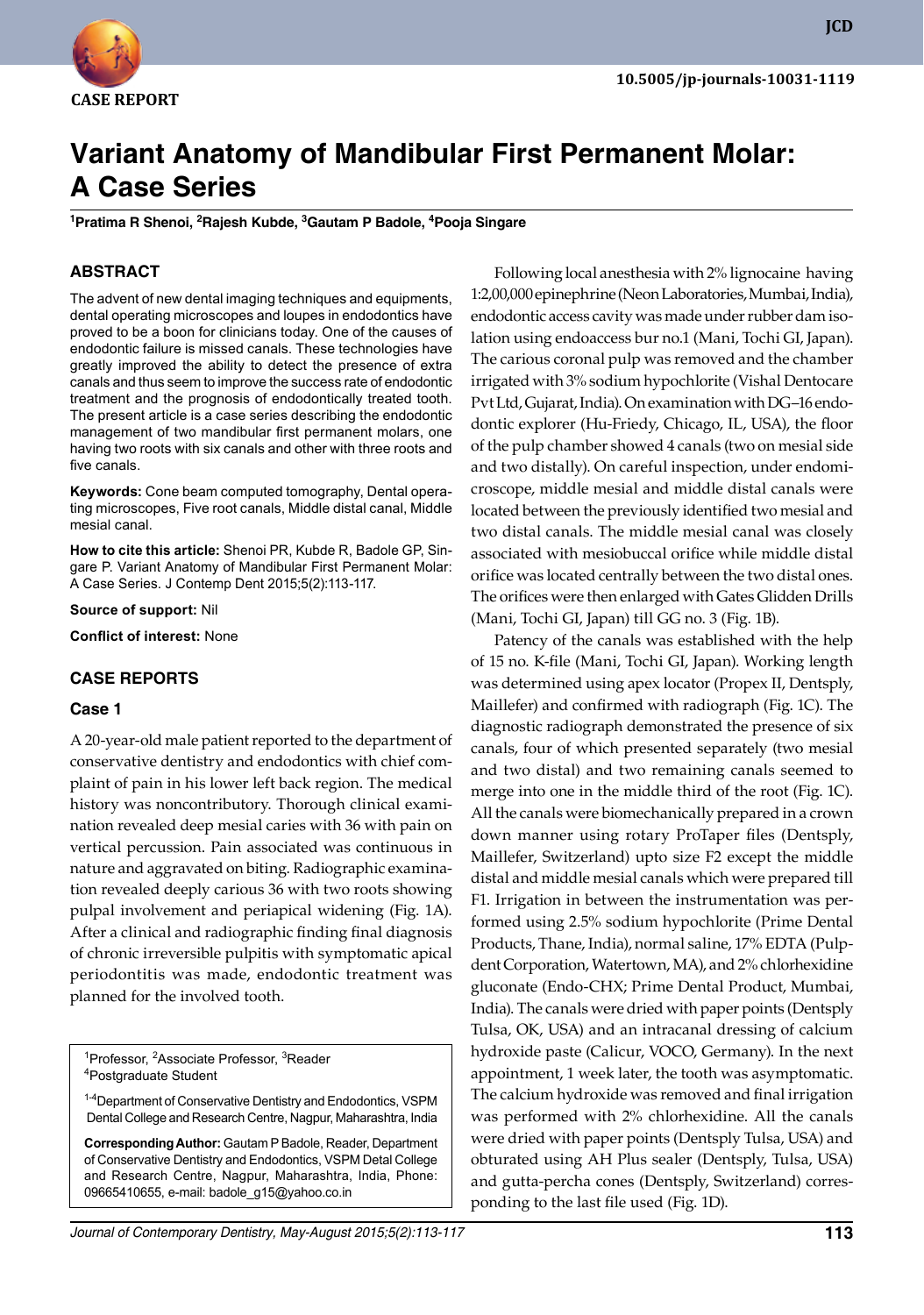CASE REPORT

10.5005/jp-journals-10031-1119

# Variant Anatomy of Mandibular First Permanent Molar: A Case Series

**[1]Pratima R Shenoi, [2]Rajesh Kubde, [3]Gautam P Badole, [4]Pooja Singare**

## ABSTRACT

The advent of new dental imaging techniques and equipments, dental operating microscopes and loupes in endodontics have proved to be a boon for clinicians today. One of the causes of endodontic failure is missed canals. These technologies have greatly improved the ability to detect the presence of extra canals and thus seem to improve the success rate of endodontic treatment and the prognosis of endodontically treated tooth. The present article is a case series describing the endodontic management of two mandibular first permanent molars, one having two roots with six canals and other with three roots and five canals.

**Keywords:** Cone beam computed tomography, Dental operating microscopes, Five root canals, Middle distal canal, Middle mesial canal.

**How to cite this article:** Shenoi PR, Kubde R, Badole GP, Singare P. Variant Anatomy of Mandibular First Permanent Molar: A Case Series. J Contemp Dent 2015;5(2):113-117.

**Source of support:** Nil

**Conflict of interest:** None

## CASE REPORTS

### Case 1

A 20-year-old male patient reported to the department of conservative dentistry and endodontics with chief complaint of pain in his lower left back region. The medical history was noncontributory. Thorough clinical examination revealed deep mesial caries with 36 with pain on vertical percussion. Pain associated was continuous in nature and aggravated on biting. Radiographic examination revealed deeply carious 36 with two roots showing pulpal involvement and periapical widening (Fig. 1A). After a clinical and radiographic finding final diagnosis of chronic irreversible pulpitis with symptomatic apical periodontitis was made, endodontic treatment was planned for the involved tooth.

[1]Professor, [2]Associate Professor, [3]Reader
[4]Postgraduate Student

[1-4]Department of Conservative Dentistry and Endodontics, VSPM Dental College and Research Centre, Nagpur, Maharashtra, India

**Corresponding Author:** Gautam P Badole, Reader, Department of Conservative Dentistry and Endodontics, VSPM Detal College and Research Centre, Nagpur, Maharashtra, India, Phone: 09665410655, e-mail: badole_g15@yahoo.co.in

Following local anesthesia with 2% lignocaine having 1:2,00,000 epinephrine (Neon Laboratories, Mumbai, India), endodontic access cavity was made under rubber dam isolation using endoaccess bur no.1 (Mani, Tochi GI, Japan). The carious coronal pulp was removed and the chamber irrigated with 3% sodium hypochlorite (Vishal Dentocare Pvt Ltd, Gujarat, India). On examination with DG–16 endodontic explorer (Hu-Friedy, Chicago, IL, USA), the floor of the pulp chamber showed 4 canals (two on mesial side and two distally). On careful inspection, under endomicroscope, middle mesial and middle distal canals were located between the previously identified two mesial and two distal canals. The middle mesial canal was closely associated with mesiobuccal orifice while middle distal orifice was located centrally between the two distal ones. The orifices were then enlarged with Gates Glidden Drills (Mani, Tochi GI, Japan) till GG no. 3 (Fig. 1B).

Patency of the canals was established with the help of 15 no. K-file (Mani, Tochi GI, Japan). Working length was determined using apex locator (Propex II, Dentsply, Maillefer) and confirmed with radiograph (Fig. 1C). The diagnostic radiograph demonstrated the presence of six canals, four of which presented separately (two mesial and two distal) and two remaining canals seemed to merge into one in the middle third of the root (Fig. 1C). All the canals were biomechanically prepared in a crown down manner using rotary ProTaper files (Dentsply, Maillefer, Switzerland) upto size F2 except the middle distal and middle mesial canals which were prepared till F1. Irrigation in between the instrumentation was performed using 2.5% sodium hypochlorite (Prime Dental Products, Thane, India), normal saline, 17% EDTA (Pulpdent Corporation, Watertown, MA), and 2% chlorhexidine gluconate (Endo-CHX; Prime Dental Product, Mumbai, India). The canals were dried with paper points (Dentsply Tulsa, OK, USA) and an intracanal dressing of calcium hydroxide paste (Calicur, VOCO, Germany). In the next appointment, 1 week later, the tooth was asymptomatic. The calcium hydroxide was removed and final irrigation was performed with 2% chlorhexidine. All the canals were dried with paper points (Dentsply Tulsa, USA) and obturated using AH Plus sealer (Dentsply, Tulsa, USA) and gutta-percha cones (Dentsply, Switzerland) corresponding to the last file used (Fig. 1D).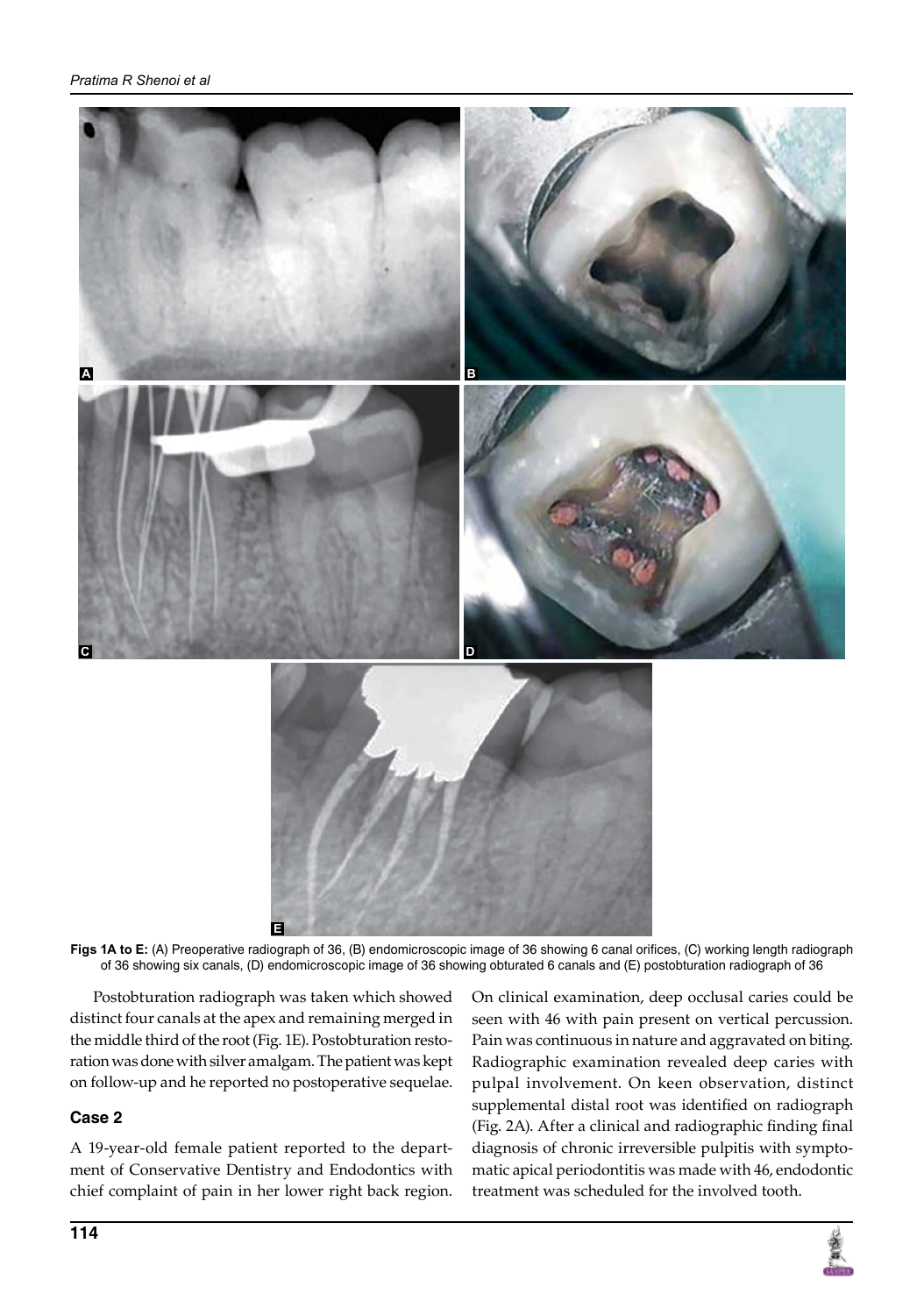**Figs 1A to E:** (A) Preoperative radiograph of 36, (B) endomicroscopic image of 36 showing 6 canal orifices, (C) working length radiograph of 36 showing six canals, (D) endomicroscopic image of 36 showing obturated 6 canals and (E) postobturation radiograph of 36

Postobturation radiograph was taken which showed distinct four canals at the apex and remaining merged in the middle third of the root (Fig. 1E). Postobturation restoration was done with silver amalgam. The patient was kept on follow-up and he reported no postoperative sequelae.

## Case 2

A 19-year-old female patient reported to the department of Conservative Dentistry and Endodontics with chief complaint of pain in her lower right back region. On clinical examination, deep occlusal caries could be seen with 46 with pain present on vertical percussion. Pain was continuous in nature and aggravated on biting. Radiographic examination revealed deep caries with pulpal involvement. On keen observation, distinct supplemental distal root was identified on radiograph (Fig. 2A). After a clinical and radiographic finding final diagnosis of chronic irreversible pulpitis with symptomatic apical periodontitis was made with 46, endodontic treatment was scheduled for the involved tooth.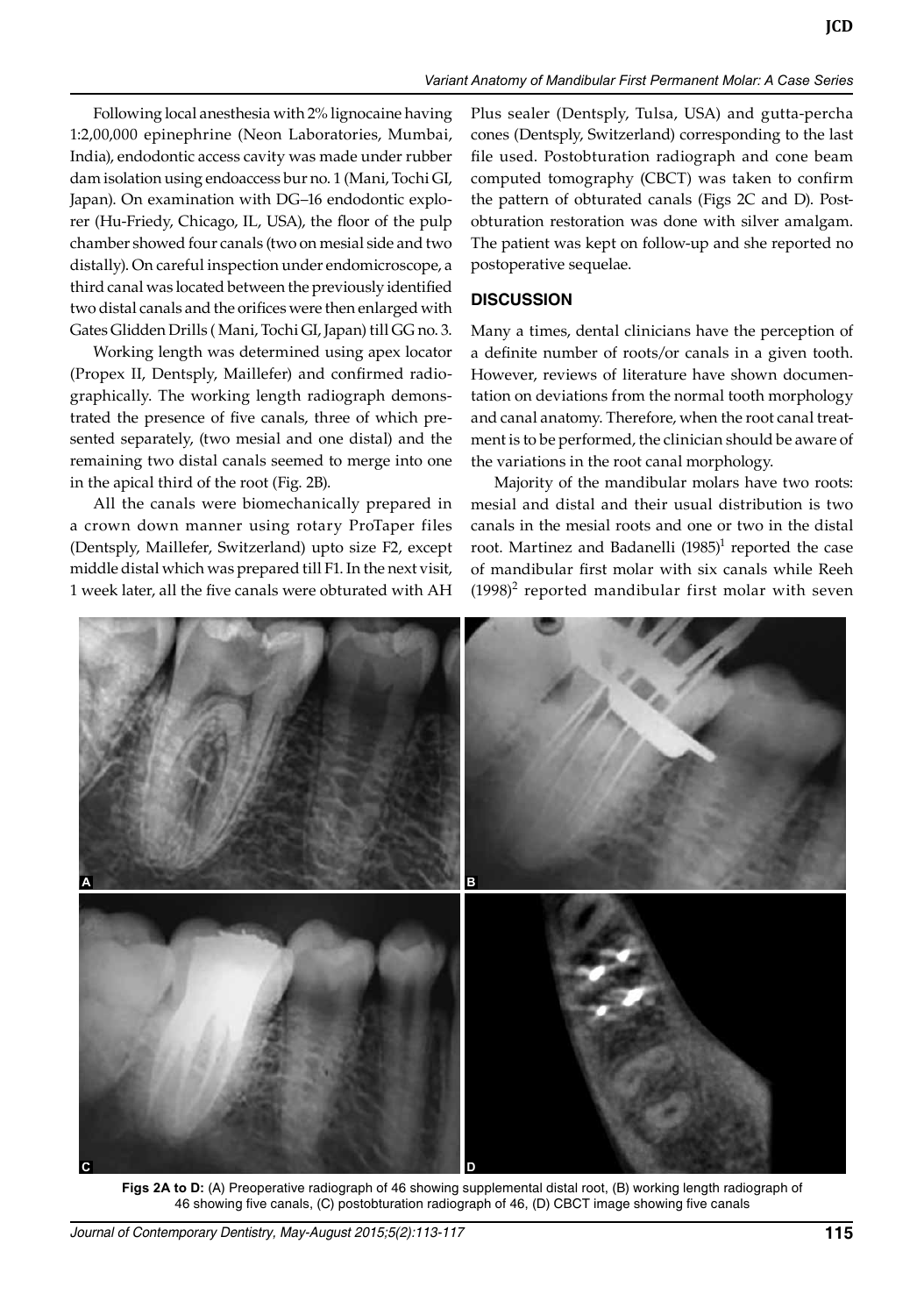Following local anesthesia with 2% lignocaine having 1:2,00,000 epinephrine (Neon Laboratories, Mumbai, India), endodontic access cavity was made under rubber dam isolation using endoaccess bur no. 1 (Mani, Tochi GI, Japan). On examination with DG–16 endodontic explorer (Hu-Friedy, Chicago, IL, USA), the floor of the pulp chamber showed four canals (two on mesial side and two distally). On careful inspection under endomicroscope, a third canal was located between the previously identified two distal canals and the orifices were then enlarged with Gates Glidden Drills ( Mani, Tochi GI, Japan) till GG no. 3.

Working length was determined using apex locator (Propex II, Dentsply, Maillefer) and confirmed radiographically. The working length radiograph demonstrated the presence of five canals, three of which presented separately, (two mesial and one distal) and the remaining two distal canals seemed to merge into one in the apical third of the root (Fig. 2B).

All the canals were biomechanically prepared in a crown down manner using rotary ProTaper files (Dentsply, Maillefer, Switzerland) upto size F2, except middle distal which was prepared till F1. In the next visit, 1 week later, all the five canals were obturated with AH Plus sealer (Dentsply, Tulsa, USA) and gutta-percha cones (Dentsply, Switzerland) corresponding to the last file used. Postobturation radiograph and cone beam computed tomography (CBCT) was taken to confirm the pattern of obturated canals (Figs 2C and D). Post-obturation restoration was done with silver amalgam. The patient was kept on follow-up and she reported no postoperative sequelae.

## DISCUSSION

Many a times, dental clinicians have the perception of a definite number of roots/or canals in a given tooth. However, reviews of literature have shown documentation on deviations from the normal tooth morphology and canal anatomy. Therefore, when the root canal treatment is to be performed, the clinician should be aware of the variations in the root canal morphology.

Majority of the mandibular molars have two roots: mesial and distal and their usual distribution is two canals in the mesial roots and one or two in the distal root. Martinez and Badanelli (1985)[1] reported the case of mandibular first molar with six canals while Reeh (1998)[2] reported mandibular first molar with seven

**Figs 2A to D:** (A) Preoperative radiograph of 46 showing supplemental distal root, (B) working length radiograph of 46 showing five canals, (C) postobturation radiograph of 46, (D) CBCT image showing five canals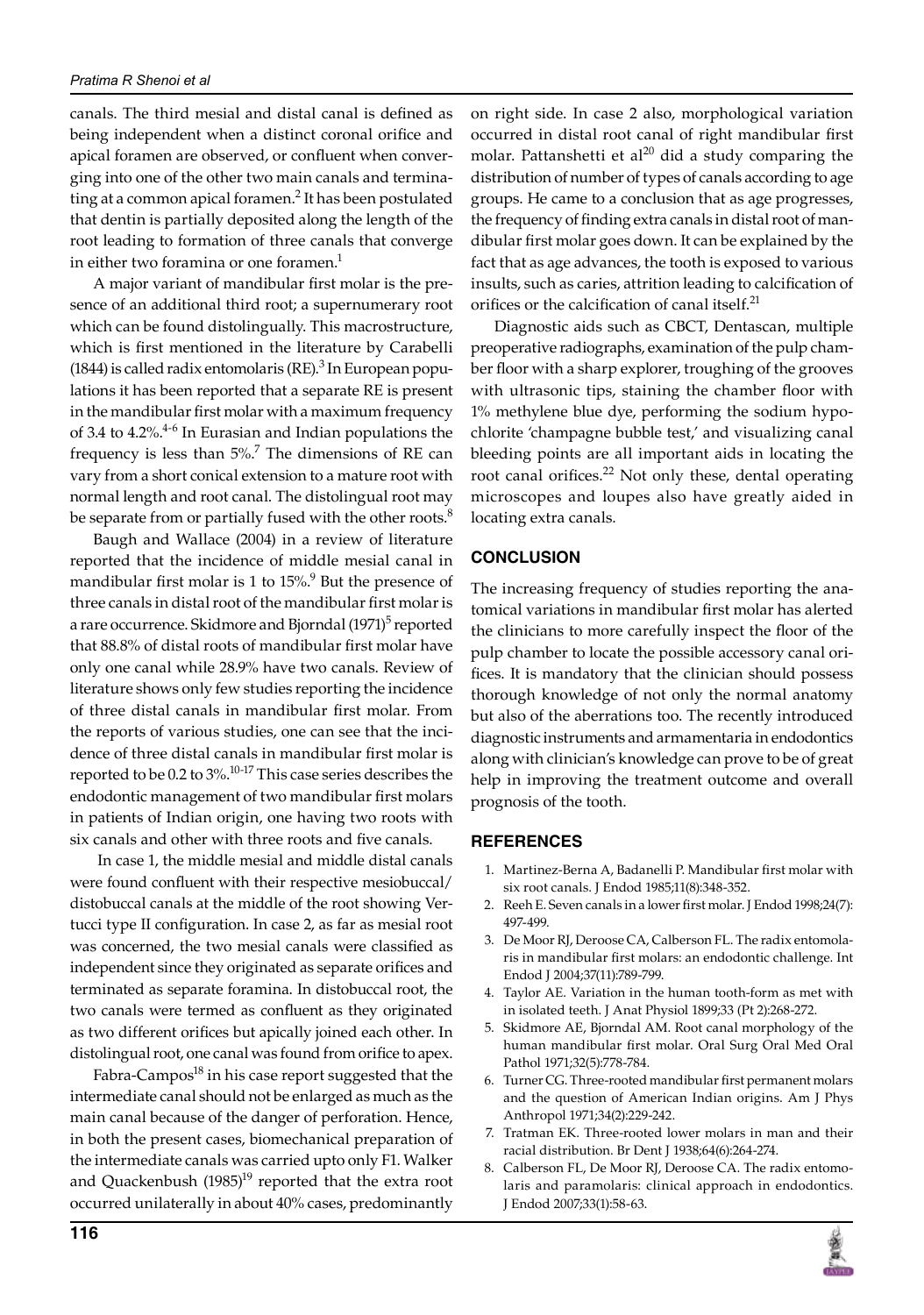canals. The third mesial and distal canal is defined as being independent when a distinct coronal orifice and apical foramen are observed, or confluent when converging into one of the other two main canals and terminating at a common apical foramen.[2] It has been postulated that dentin is partially deposited along the length of the root leading to formation of three canals that converge in either two foramina or one foramen.[1]

A major variant of mandibular first molar is the presence of an additional third root; a supernumerary root which can be found distolingually. This macrostructure, which is first mentioned in the literature by Carabelli (1844) is called radix entomolaris (RE).[3] In European populations it has been reported that a separate RE is present in the mandibular first molar with a maximum frequency of 3.4 to 4.2%.[4-6] In Eurasian and Indian populations the frequency is less than 5%.[7] The dimensions of RE can vary from a short conical extension to a mature root with normal length and root canal. The distolingual root may be separate from or partially fused with the other roots.[8]

Baugh and Wallace (2004) in a review of literature reported that the incidence of middle mesial canal in mandibular first molar is 1 to 15%.[9] But the presence of three canals in distal root of the mandibular first molar is a rare occurrence. Skidmore and Bjorndal (1971)[5] reported that 88.8% of distal roots of mandibular first molar have only one canal while 28.9% have two canals. Review of literature shows only few studies reporting the incidence of three distal canals in mandibular first molar. From the reports of various studies, one can see that the incidence of three distal canals in mandibular first molar is reported to be 0.2 to 3%.[10-17] This case series describes the endodontic management of two mandibular first molars in patients of Indian origin, one having two roots with six canals and other with three roots and five canals.

In case 1, the middle mesial and middle distal canals were found confluent with their respective mesiobuccal/distobuccal canals at the middle of the root showing Vertucci type II configuration. In case 2, as far as mesial root was concerned, the two mesial canals were classified as independent since they originated as separate orifices and terminated as separate foramina. In distobuccal root, the two canals were termed as confluent as they originated as two different orifices but apically joined each other. In distolingual root, one canal was found from orifice to apex.

Fabra-Campos[18] in his case report suggested that the intermediate canal should not be enlarged as much as the main canal because of the danger of perforation. Hence, in both the present cases, biomechanical preparation of the intermediate canals was carried upto only F1. Walker and Quackenbush (1985)[19] reported that the extra root occurred unilaterally in about 40% cases, predominantly on right side. In case 2 also, morphological variation occurred in distal root canal of right mandibular first molar. Pattanshetti et al[20] did a study comparing the distribution of number of types of canals according to age groups. He came to a conclusion that as age progresses, the frequency of finding extra canals in distal root of mandibular first molar goes down. It can be explained by the fact that as age advances, the tooth is exposed to various insults, such as caries, attrition leading to calcification of orifices or the calcification of canal itself.[21]

Diagnostic aids such as CBCT, Dentascan, multiple preoperative radiographs, examination of the pulp chamber floor with a sharp explorer, troughing of the grooves with ultrasonic tips, staining the chamber floor with 1% methylene blue dye, performing the sodium hypochlorite 'champagne bubble test,' and visualizing canal bleeding points are all important aids in locating the root canal orifices.[22] Not only these, dental operating microscopes and loupes also have greatly aided in locating extra canals.

## CONCLUSION

The increasing frequency of studies reporting the anatomical variations in mandibular first molar has alerted the clinicians to more carefully inspect the floor of the pulp chamber to locate the possible accessory canal orifices. It is mandatory that the clinician should possess thorough knowledge of not only the normal anatomy but also of the aberrations too. The recently introduced diagnostic instruments and armamentaria in endodontics along with clinician's knowledge can prove to be of great help in improving the treatment outcome and overall prognosis of the tooth.

## REFERENCES

1. Martinez-Berna A, Badanelli P. Mandibular first molar with six root canals. J Endod 1985;11(8):348-352.
2. Reeh E. Seven canals in a lower first molar. J Endod 1998;24(7):497-499.
3. De Moor RJ, Deroose CA, Calberson FL. The radix entomolaris in mandibular first molars: an endodontic challenge. Int Endod J 2004;37(11):789-799.
4. Taylor AE. Variation in the human tooth-form as met with in isolated teeth. J Anat Physiol 1899;33 (Pt 2):268-272.
5. Skidmore AE, Bjorndal AM. Root canal morphology of the human mandibular first molar. Oral Surg Oral Med Oral Pathol 1971;32(5):778-784.
6. Turner CG. Three-rooted mandibular first permanent molars and the question of American Indian origins. Am J Phys Anthropol 1971;34(2):229-242.
7. Tratman EK. Three-rooted lower molars in man and their racial distribution. Br Dent J 1938;64(6):264-274.
8. Calberson FL, De Moor RJ, Deroose CA. The radix entomolaris and paramolaris: clinical approach in endodontics. J Endod 2007;33(1):58-63.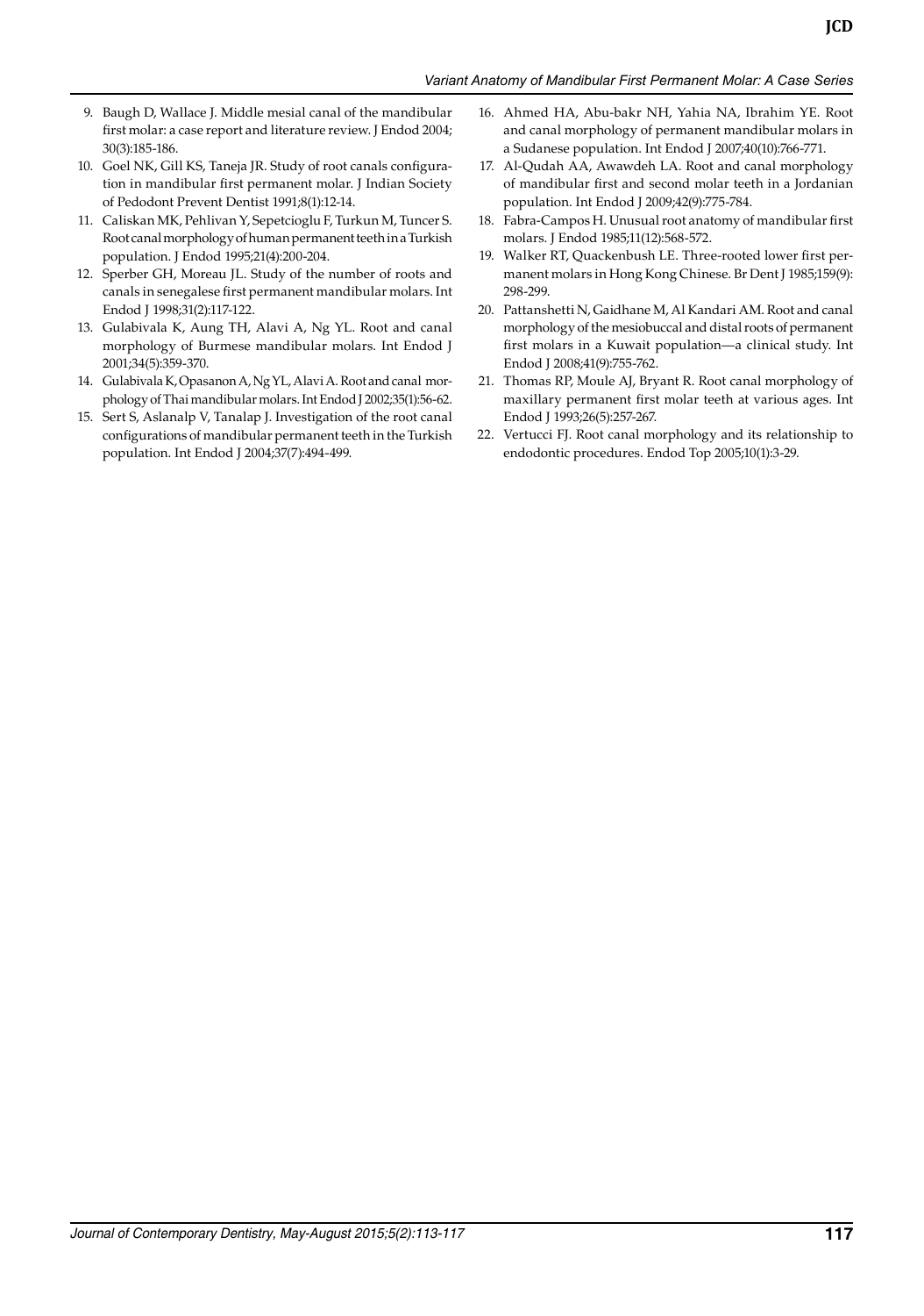9. Baugh D, Wallace J. Middle mesial canal of the mandibular first molar: a case report and literature review. J Endod 2004; 30(3):185-186.
10. Goel NK, Gill KS, Taneja JR. Study of root canals configuration in mandibular first permanent molar. J Indian Society of Pedodont Prevent Dentist 1991;8(1):12-14.
11. Caliskan MK, Pehlivan Y, Sepetcioglu F, Turkun M, Tuncer S. Root canal morphology of human permanent teeth in a Turkish population. J Endod 1995;21(4):200-204.
12. Sperber GH, Moreau JL. Study of the number of roots and canals in senegalese first permanent mandibular molars. Int Endod J 1998;31(2):117-122.
13. Gulabivala K, Aung TH, Alavi A, Ng YL. Root and canal morphology of Burmese mandibular molars. Int Endod J 2001;34(5):359-370.
14. Gulabivala K, Opasanon A, Ng YL, Alavi A. Root and canal morphology of Thai mandibular molars. Int Endod J 2002;35(1):56-62.
15. Sert S, Aslanalp V, Tanalap J. Investigation of the root canal configurations of mandibular permanent teeth in the Turkish population. Int Endod J 2004;37(7):494-499.
16. Ahmed HA, Abu-bakr NH, Yahia NA, Ibrahim YE. Root and canal morphology of permanent mandibular molars in a Sudanese population. Int Endod J 2007;40(10):766-771.
17. Al-Qudah AA, Awawdeh LA. Root and canal morphology of mandibular first and second molar teeth in a Jordanian population. Int Endod J 2009;42(9):775-784.
18. Fabra-Campos H. Unusual root anatomy of mandibular first molars. J Endod 1985;11(12):568-572.
19. Walker RT, Quackenbush LE. Three-rooted lower first permanent molars in Hong Kong Chinese. Br Dent J 1985;159(9): 298-299.
20. Pattanshetti N, Gaidhane M, Al Kandari AM. Root and canal morphology of the mesiobuccal and distal roots of permanent first molars in a Kuwait population—a clinical study. Int Endod J 2008;41(9):755-762.
21. Thomas RP, Moule AJ, Bryant R. Root canal morphology of maxillary permanent first molar teeth at various ages. Int Endod J 1993;26(5):257-267.
22. Vertucci FJ. Root canal morphology and its relationship to endodontic procedures. Endod Top 2005;10(1):3-29.